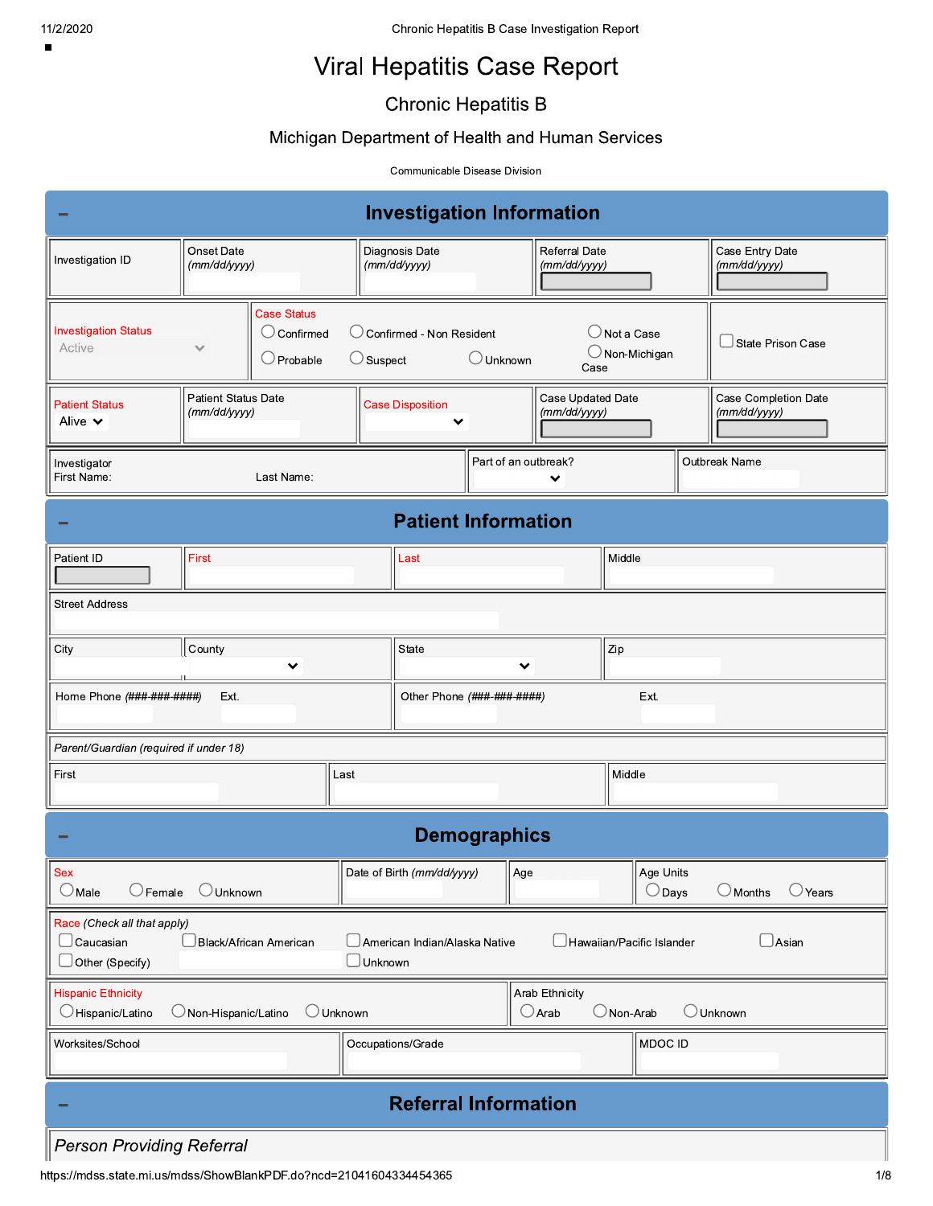# Viral Hepatitis Case Report

## Chronic Hepatitis B

### Michigan Department of Health and Human Services

Communicable Disease Division

## Investigation Information

| Investigation ID | Onset Date *(mm/dd/yyyy)* | Diagnosis Date *(mm/dd/yyyy)* | Referral Date *(mm/dd/yyyy)* | Case Entry Date *(mm/dd/yyyy)* |
|---|---|---|---|---|

**Investigation Status:** Active

**Case Status:** ○ Confirmed ○ Confirmed - Non Resident ○ Not a Case ○ Probable ○ Suspect ○ Unknown ○ Non-Michigan Case

☐ State Prison Case

| Patient Status | Patient Status Date *(mm/dd/yyyy)* | Case Disposition | Case Updated Date *(mm/dd/yyyy)* | Case Completion Date *(mm/dd/yyyy)* |
|---|---|---|---|---|
| Alive | | | | |

| Investigator First Name: Last Name: | Part of an outbreak? | Outbreak Name |
|---|---|---|

## Patient Information

| Patient ID | First | Last | Middle |
|---|---|---|---|

Street Address

| City | County | State | Zip |
|---|---|---|---|

| Home Phone *(###-###-####)* | Ext. | Other Phone *(###-###-####)* | Ext. |
|---|---|---|---|

*Parent/Guardian (required if under 18)*

| First | Last | Middle |
|---|---|---|

## Demographics

**Sex:** ○ Male ○ Female ○ Unknown

| Date of Birth *(mm/dd/yyyy)* | Age | Age Units |
|---|---|---|
| | | ○ Days ○ Months ○ Years |

**Race** *(Check all that apply)*

☐ Caucasian ☐ Black/African American ☐ American Indian/Alaska Native ☐ Hawaiian/Pacific Islander ☐ Asian ☐ Other (Specify) ☐ Unknown

**Hispanic Ethnicity:** ○ Hispanic/Latino ○ Non-Hispanic/Latino ○ Unknown

**Arab Ethnicity:** ○ Arab ○ Non-Arab ○ Unknown

| Worksites/School | Occupations/Grade | MDOC ID |
|---|---|---|

## Referral Information

*Person Providing Referral*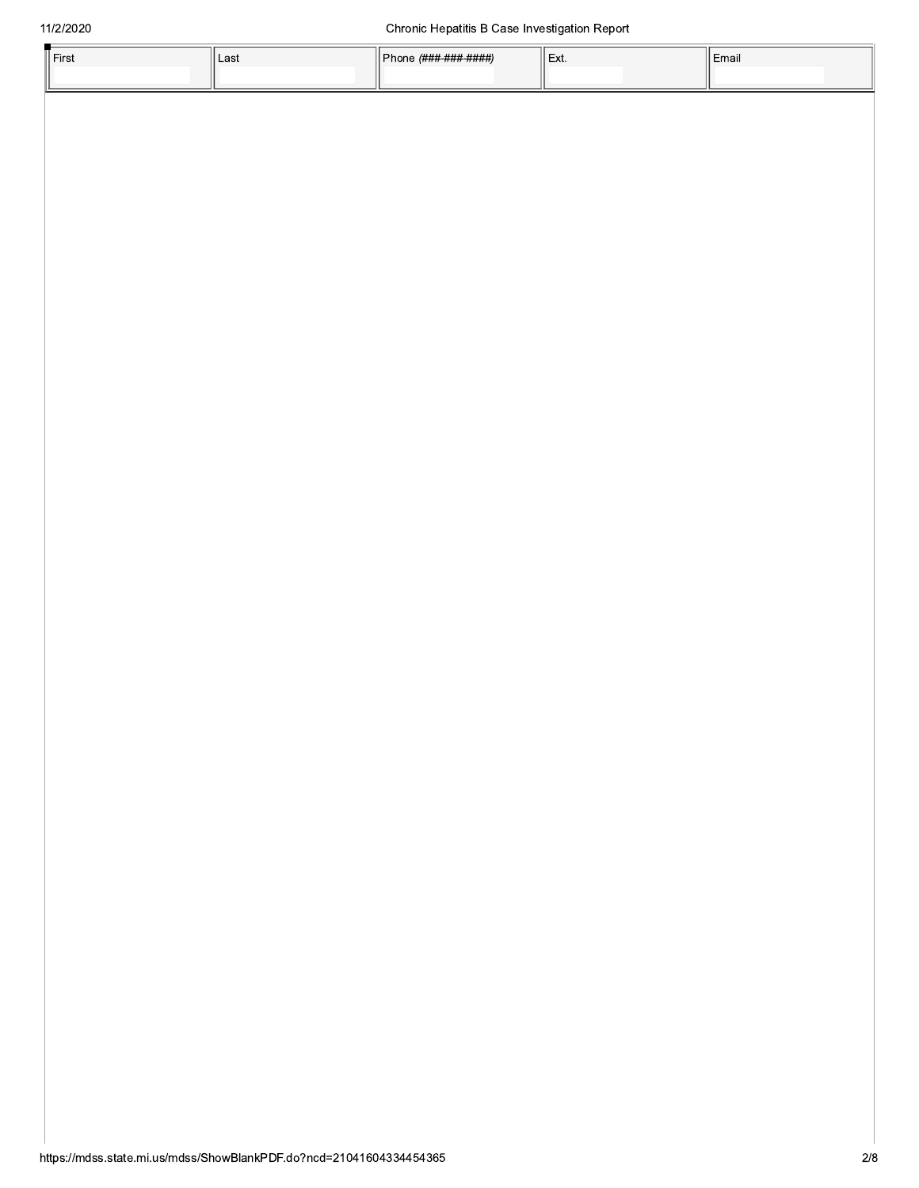| First | Last | Phone *(###-###-####)* | Ext. | Email |
|---|---|---|---|---|
| | | | | |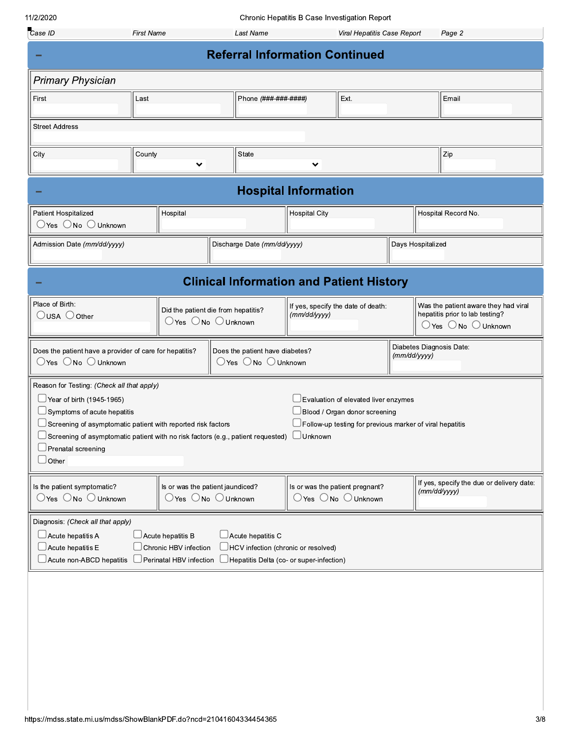| Case ID | First Name | Last Name | Viral Hepatitis Case Report | Page 2 |
|---|---|---|---|---|

## Referral Information Continued

### *Primary Physician*

| First | Last | Phone *(###-###-####)* | Ext. | Email |
|---|---|---|---|---|
| | | | | |

| Street Address |
|---|
| |

| City | County | State | Zip |
|---|---|---|---|
| | | | |

## Hospital Information

| Patient Hospitalized | Hospital | Hospital City | Hospital Record No. |
|---|---|---|---|
| ◯ Yes ◯ No ◯ Unknown | | | |

| Admission Date *(mm/dd/yyyy)* | Discharge Date *(mm/dd/yyyy)* | Days Hospitalized |
|---|---|---|
| | | |

## Clinical Information and Patient History

| Place of Birth: | Did the patient die from hepatitis? | If yes, specify the date of death: *(mm/dd/yyyy)* | Was the patient aware they had viral hepatitis prior to lab testing? |
|---|---|---|---|
| ◯ USA ◯ Other | ◯ Yes ◯ No ◯ Unknown | | ◯ Yes ◯ No ◯ Unknown |

| Does the patient have a provider of care for hepatitis? | Does the patient have diabetes? | Diabetes Diagnosis Date: *(mm/dd/yyyy)* |
|---|---|---|
| ◯ Yes ◯ No ◯ Unknown | ◯ Yes ◯ No ◯ Unknown | |

Reason for Testing: *(Check all that apply)*

- ☐ Year of birth (1945-1965)
- ☐ Symptoms of acute hepatitis
- ☐ Screening of asymptomatic patient with reported risk factors
- ☐ Screening of asymptomatic patient with no risk factors (e.g., patient requested)
- ☐ Prenatal screening
- ☐ Other
- ☐ Evaluation of elevated liver enzymes
- ☐ Blood / Organ donor screening
- ☐ Follow-up testing for previous marker of viral hepatitis
- ☐ Unknown

| Is the patient symptomatic? | Is or was the patient jaundiced? | Is or was the patient pregnant? | If yes, specify the due or delivery date: *(mm/dd/yyyy)* |
|---|---|---|---|
| ◯ Yes ◯ No ◯ Unknown | ◯ Yes ◯ No ◯ Unknown | ◯ Yes ◯ No ◯ Unknown | |

Diagnosis: *(Check all that apply)*

- ☐ Acute hepatitis A
- ☐ Acute hepatitis B
- ☐ Acute hepatitis C
- ☐ Acute hepatitis E
- ☐ Chronic HBV infection
- ☐ HCV infection (chronic or resolved)
- ☐ Acute non-ABCD hepatitis
- ☐ Perinatal HBV infection
- ☐ Hepatitis Delta (co- or super-infection)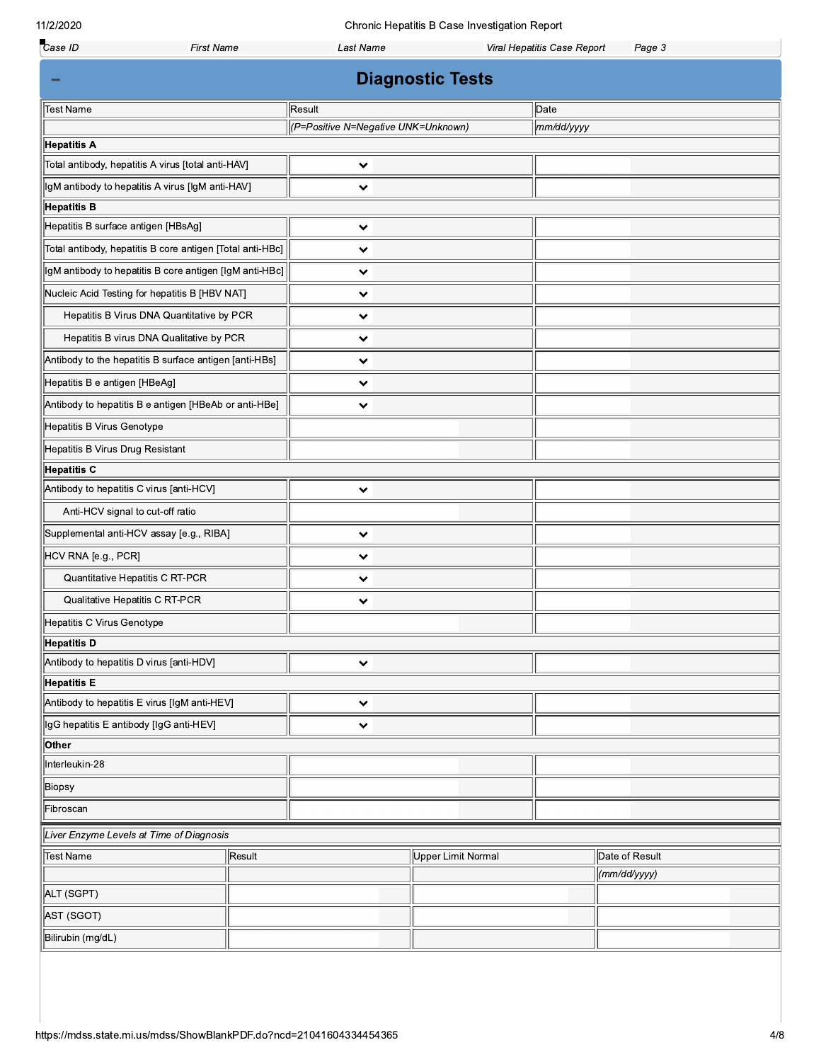| Case ID | First Name | Last Name | Viral Hepatitis Case Report |
|---|---|---|---|

## Diagnostic Tests

| Test Name | Result | Date |
|---|---|---|
| | *(P=Positive N=Negative UNK=Unknown)* | *mm/dd/yyyy* |
| **Hepatitis A** | | |
| Total antibody, hepatitis A virus [total anti-HAV] | | |
| IgM antibody to hepatitis A virus [IgM anti-HAV] | | |
| **Hepatitis B** | | |
| Hepatitis B surface antigen [HBsAg] | | |
| Total antibody, hepatitis B core antigen [Total anti-HBc] | | |
| IgM antibody to hepatitis B core antigen [IgM anti-HBc] | | |
| Nucleic Acid Testing for hepatitis B [HBV NAT] | | |
| Hepatitis B Virus DNA Quantitative by PCR | | |
| Hepatitis B virus DNA Qualitative by PCR | | |
| Antibody to the hepatitis B surface antigen [anti-HBs] | | |
| Hepatitis B e antigen [HBeAg] | | |
| Antibody to hepatitis B e antigen [HBeAb or anti-HBe] | | |
| Hepatitis B Virus Genotype | | |
| Hepatitis B Virus Drug Resistant | | |
| **Hepatitis C** | | |
| Antibody to hepatitis C virus [anti-HCV] | | |
| Anti-HCV signal to cut-off ratio | | |
| Supplemental anti-HCV assay [e.g., RIBA] | | |
| HCV RNA [e.g., PCR] | | |
| Quantitative Hepatitis C RT-PCR | | |
| Qualitative Hepatitis C RT-PCR | | |
| Hepatitis C Virus Genotype | | |
| **Hepatitis D** | | |
| Antibody to hepatitis D virus [anti-HDV] | | |
| **Hepatitis E** | | |
| Antibody to hepatitis E virus [IgM anti-HEV] | | |
| IgG hepatitis E antibody [IgG anti-HEV] | | |
| **Other** | | |
| Interleukin-28 | | |
| Biopsy | | |
| Fibroscan | | |

*Liver Enzyme Levels at Time of Diagnosis*

| Test Name | Result | Upper Limit Normal | Date of Result |
|---|---|---|---|
| | | | *(mm/dd/yyyy)* |
| ALT (SGPT) | | | |
| AST (SGOT) | | | |
| Bilirubin (mg/dL) | | | |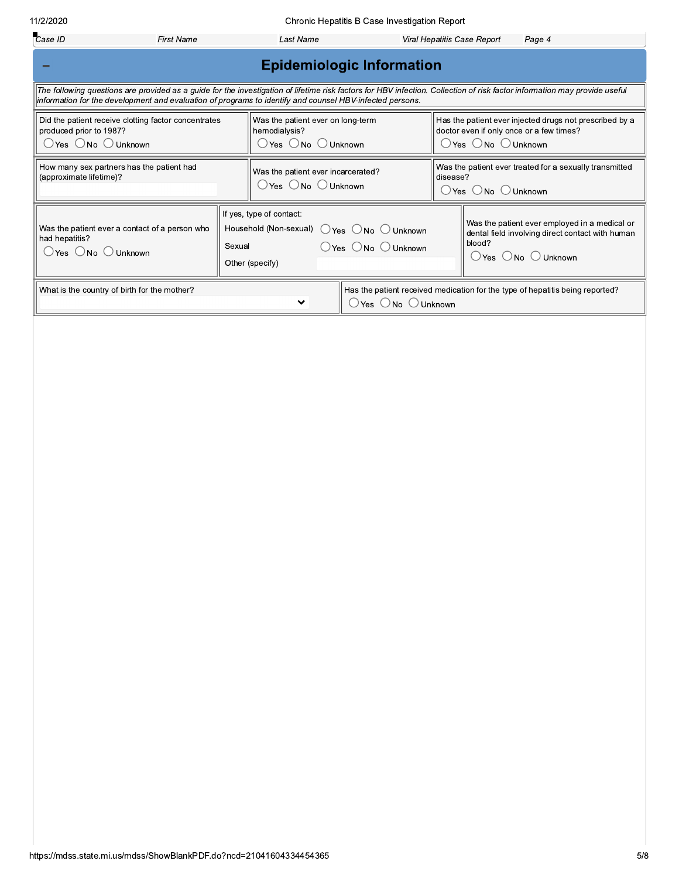| Case ID | First Name | Last Name | Viral Hepatitis Case Report | Page 4 |
|---|---|---|---|---|

## Epidemiologic Information

*The following questions are provided as a guide for the investigation of lifetime risk factors for HBV infection. Collection of risk factor information may provide useful information for the development and evaluation of programs to identify and counsel HBV-infected persons.*

| | | |
|---|---|---|
| Did the patient receive clotting factor concentrates produced prior to 1987? ○Yes ○No ○Unknown | Was the patient ever on long-term hemodialysis? ○Yes ○No ○Unknown | Has the patient ever injected drugs not prescribed by a doctor even if only once or a few times? ○Yes ○No ○Unknown |
| How many sex partners has the patient had (approximate lifetime)? | Was the patient ever incarcerated? ○Yes ○No ○Unknown | Was the patient ever treated for a sexually transmitted disease? ○Yes ○No ○Unknown |

| | | |
|---|---|---|
| Was the patient ever a contact of a person who had hepatitis? ○Yes ○No ○Unknown | If yes, type of contact:<br>Household (Non-sexual) ○Yes ○No ○Unknown<br>Sexual ○Yes ○No ○Unknown<br>Other (specify) | Was the patient ever employed in a medical or dental field involving direct contact with human blood? ○Yes ○No ○Unknown |

| | |
|---|---|
| What is the country of birth for the mother? | Has the patient received medication for the type of hepatitis being reported? ○Yes ○No ○Unknown |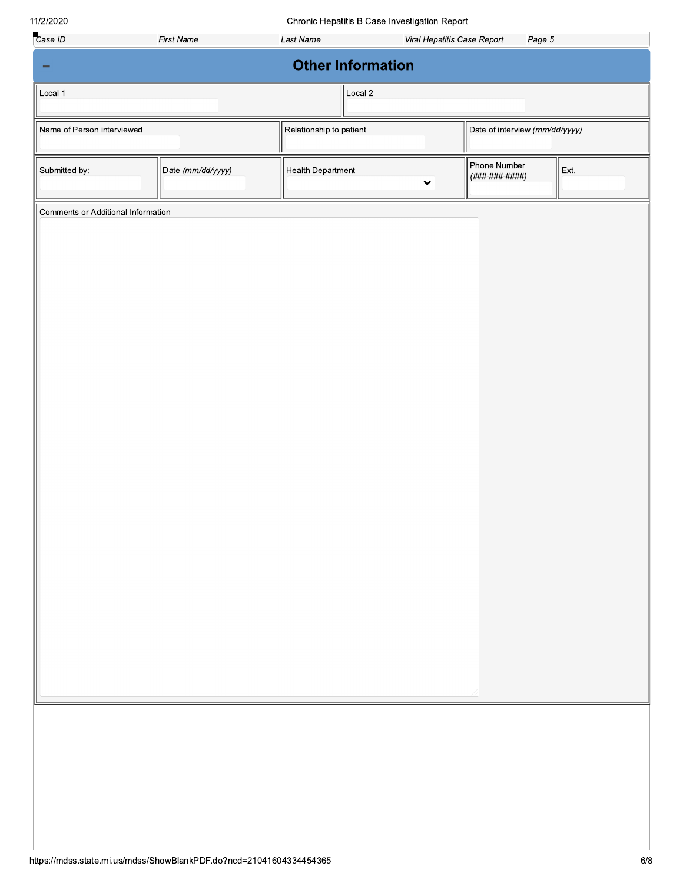| Case ID | First Name | Last Name | Viral Hepatitis Case Report | Page 5 |
| --- | --- | --- | --- | --- |

## Other Information

| Local 1 | Local 2 |
| --- | --- |
| | |

| Name of Person interviewed | Relationship to patient | Date of interview *(mm/dd/yyyy)* |
| --- | --- | --- |
| | | |

| Submitted by: | Date *(mm/dd/yyyy)* | Health Department | Phone Number *(###-###-####)* | Ext. |
| --- | --- | --- | --- | --- |
| | | | | |

Comments or Additional Information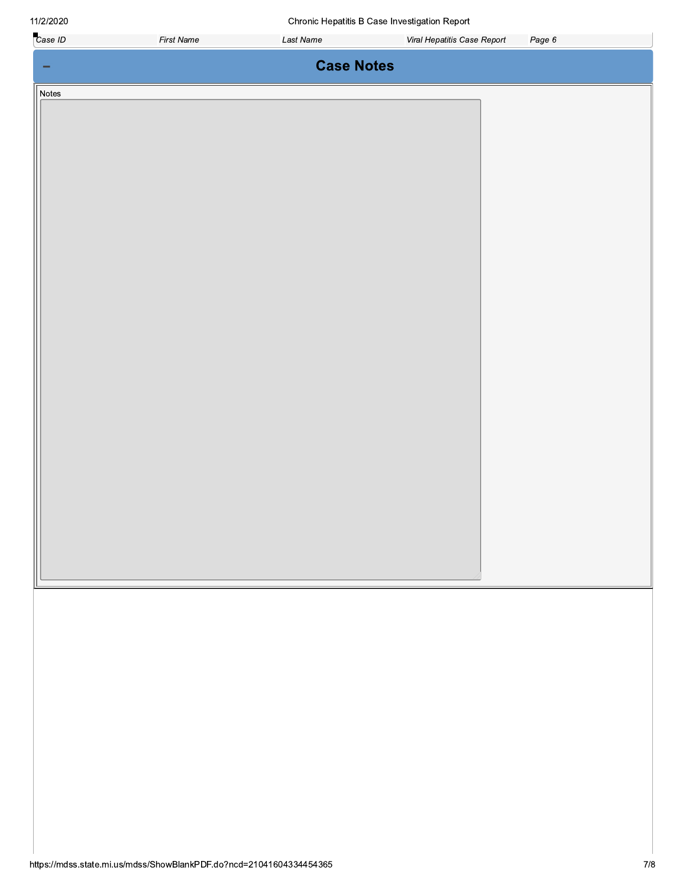| Case ID | First Name | Last Name | Viral Hepatitis Case Report | Page 6 |
| --- | --- | --- | --- | --- |

## Case Notes

Notes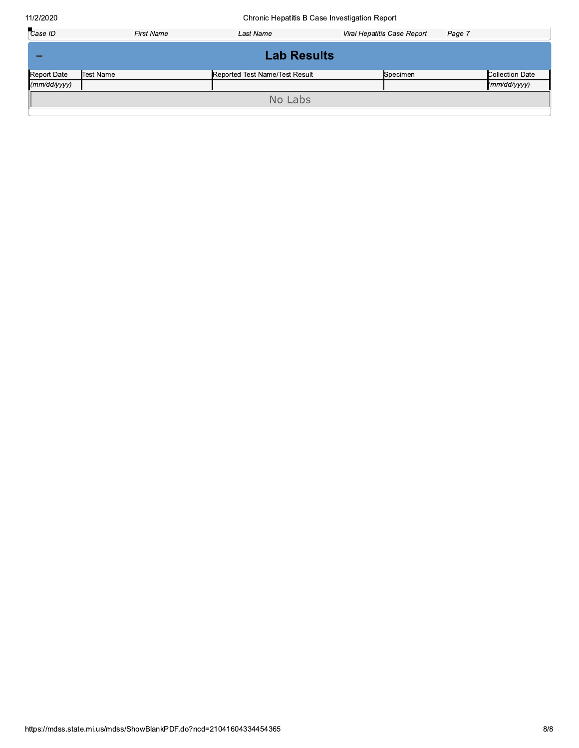| Case ID | First Name | Last Name | Viral Hepatitis Case Report | Page 7 |
| --- | --- | --- | --- | --- |

## Lab Results

| Report Date (mm/dd/yyyy) | Test Name | Reported Test Name/Test Result | Specimen | Collection Date (mm/dd/yyyy) |
| --- | --- | --- | --- | --- |
| No Labs | | | | |